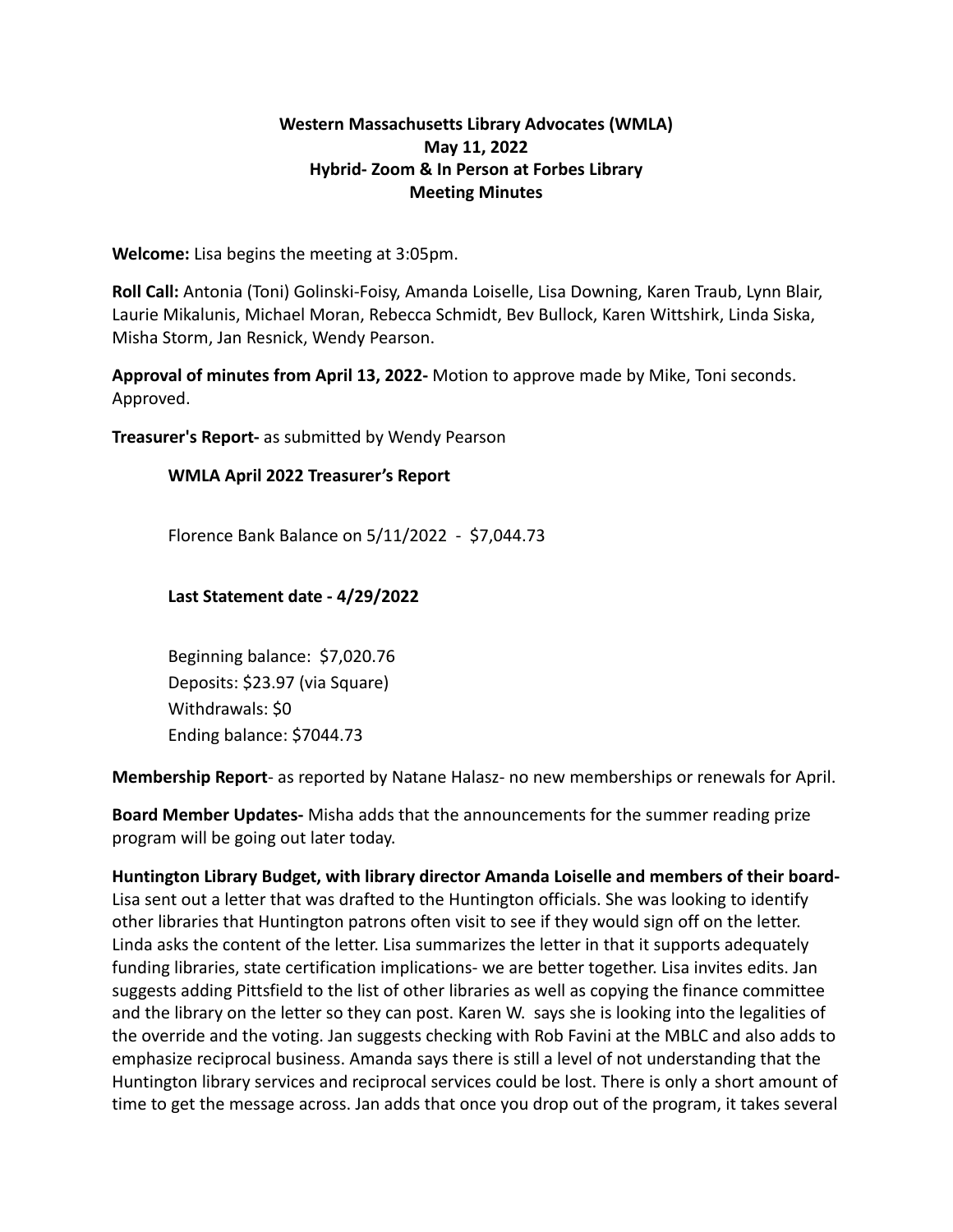**Western Massachusetts Library Advocates (WMLA)**
**May 11, 2022**
**Hybrid- Zoom & In Person at Forbes Library**
**Meeting Minutes**

**Welcome:** Lisa begins the meeting at 3:05pm.

**Roll Call:** Antonia (Toni) Golinski-Foisy, Amanda Loiselle, Lisa Downing, Karen Traub, Lynn Blair, Laurie Mikalunis, Michael Moran, Rebecca Schmidt, Bev Bullock, Karen Wittshirk, Linda Siska, Misha Storm, Jan Resnick, Wendy Pearson.

**Approval of minutes from April 13, 2022-** Motion to approve made by Mike, Toni seconds. Approved.

**Treasurer's Report-** as submitted by Wendy Pearson

**WMLA April 2022 Treasurer's Report**

Florence Bank Balance on 5/11/2022 - $7,044.73

**Last Statement date - 4/29/2022**

Beginning balance: $7,020.76
Deposits: $23.97 (via Square)
Withdrawals: $0
Ending balance: $7044.73

**Membership Report**- as reported by Natane Halasz- no new memberships or renewals for April.

**Board Member Updates-** Misha adds that the announcements for the summer reading prize program will be going out later today.

**Huntington Library Budget, with library director Amanda Loiselle and members of their board-** Lisa sent out a letter that was drafted to the Huntington officials. She was looking to identify other libraries that Huntington patrons often visit to see if they would sign off on the letter. Linda asks the content of the letter. Lisa summarizes the letter in that it supports adequately funding libraries, state certification implications- we are better together. Lisa invites edits. Jan suggests adding Pittsfield to the list of other libraries as well as copying the finance committee and the library on the letter so they can post. Karen W. says she is looking into the legalities of the override and the voting. Jan suggests checking with Rob Favini at the MBLC and also adds to emphasize reciprocal business. Amanda says there is still a level of not understanding that the Huntington library services and reciprocal services could be lost. There is only a short amount of time to get the message across. Jan adds that once you drop out of the program, it takes several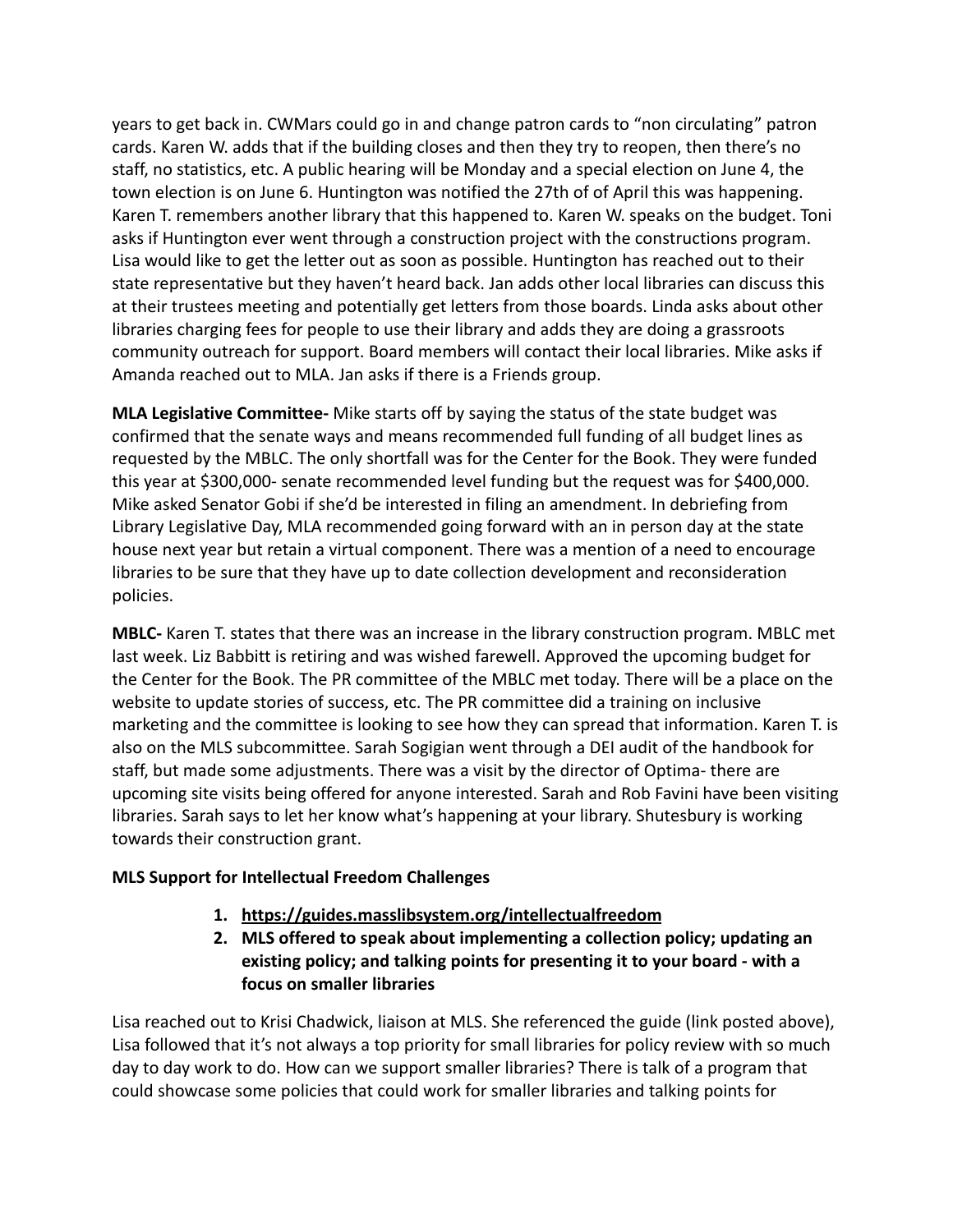years to get back in. CWMars could go in and change patron cards to "non circulating" patron cards. Karen W. adds that if the building closes and then they try to reopen, then there's no staff, no statistics, etc. A public hearing will be Monday and a special election on June 4, the town election is on June 6. Huntington was notified the 27th of of April this was happening. Karen T. remembers another library that this happened to. Karen W. speaks on the budget. Toni asks if Huntington ever went through a construction project with the constructions program. Lisa would like to get the letter out as soon as possible. Huntington has reached out to their state representative but they haven't heard back. Jan adds other local libraries can discuss this at their trustees meeting and potentially get letters from those boards. Linda asks about other libraries charging fees for people to use their library and adds they are doing a grassroots community outreach for support. Board members will contact their local libraries. Mike asks if Amanda reached out to MLA. Jan asks if there is a Friends group.

**MLA Legislative Committee-** Mike starts off by saying the status of the state budget was confirmed that the senate ways and means recommended full funding of all budget lines as requested by the MBLC. The only shortfall was for the Center for the Book. They were funded this year at $300,000- senate recommended level funding but the request was for $400,000. Mike asked Senator Gobi if she'd be interested in filing an amendment. In debriefing from Library Legislative Day, MLA recommended going forward with an in person day at the state house next year but retain a virtual component. There was a mention of a need to encourage libraries to be sure that they have up to date collection development and reconsideration policies.

**MBLC-** Karen T. states that there was an increase in the library construction program. MBLC met last week. Liz Babbitt is retiring and was wished farewell. Approved the upcoming budget for the Center for the Book. The PR committee of the MBLC met today. There will be a place on the website to update stories of success, etc. The PR committee did a training on inclusive marketing and the committee is looking to see how they can spread that information. Karen T. is also on the MLS subcommittee. Sarah Sogigian went through a DEI audit of the handbook for staff, but made some adjustments. There was a visit by the director of Optima- there are upcoming site visits being offered for anyone interested. Sarah and Rob Favini have been visiting libraries. Sarah says to let her know what's happening at your library. Shutesbury is working towards their construction grant.

**MLS Support for Intellectual Freedom Challenges**

1. **https://guides.masslibsystem.org/intellectualfreedom**
2. **MLS offered to speak about implementing a collection policy; updating an existing policy; and talking points for presenting it to your board - with a focus on smaller libraries**

Lisa reached out to Krisi Chadwick, liaison at MLS. She referenced the guide (link posted above), Lisa followed that it's not always a top priority for small libraries for policy review with so much day to day work to do. How can we support smaller libraries? There is talk of a program that could showcase some policies that could work for smaller libraries and talking points for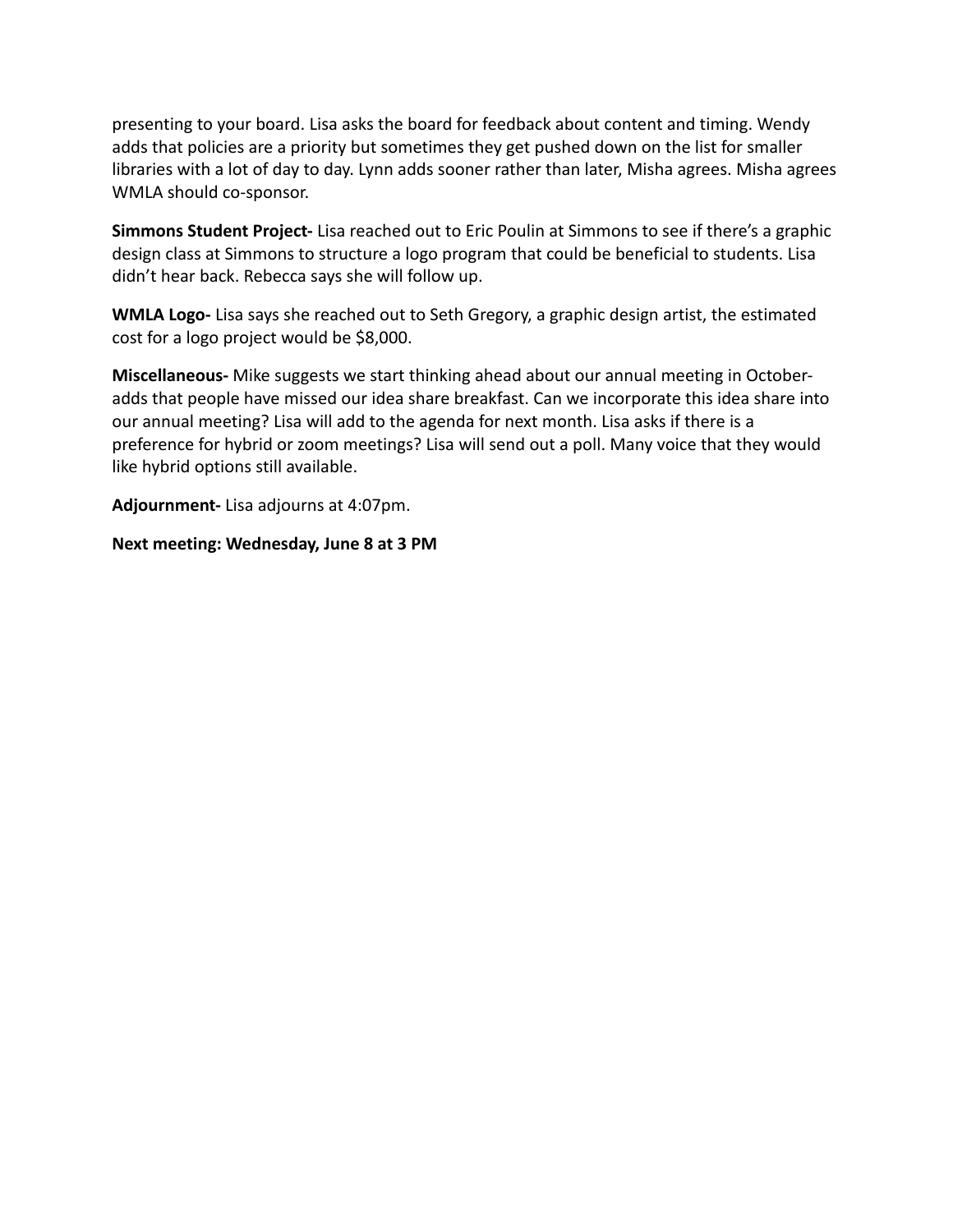presenting to your board. Lisa asks the board for feedback about content and timing. Wendy adds that policies are a priority but sometimes they get pushed down on the list for smaller libraries with a lot of day to day. Lynn adds sooner rather than later, Misha agrees. Misha agrees WMLA should co-sponsor.

**Simmons Student Project-** Lisa reached out to Eric Poulin at Simmons to see if there's a graphic design class at Simmons to structure a logo program that could be beneficial to students. Lisa didn't hear back. Rebecca says she will follow up.

**WMLA Logo-** Lisa says she reached out to Seth Gregory, a graphic design artist, the estimated cost for a logo project would be $8,000.

**Miscellaneous-** Mike suggests we start thinking ahead about our annual meeting in October- adds that people have missed our idea share breakfast. Can we incorporate this idea share into our annual meeting? Lisa will add to the agenda for next month. Lisa asks if there is a preference for hybrid or zoom meetings? Lisa will send out a poll. Many voice that they would like hybrid options still available.

**Adjournment-** Lisa adjourns at 4:07pm.

**Next meeting: Wednesday, June 8 at 3 PM**